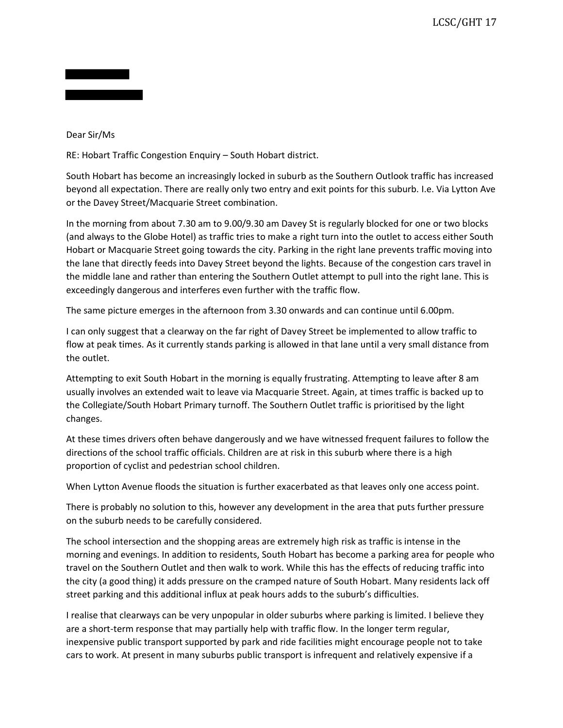LCSC/GHT 17

Dear Sir/Ms

RE: Hobart Traffic Congestion Enquiry – South Hobart district.

South Hobart has become an increasingly locked in suburb as the Southern Outlook traffic has increased beyond all expectation. There are really only two entry and exit points for this suburb. I.e. Via Lytton Ave or the Davey Street/Macquarie Street combination.

In the morning from about 7.30 am to 9.00/9.30 am Davey St is regularly blocked for one or two blocks (and always to the Globe Hotel) as traffic tries to make a right turn into the outlet to access either South Hobart or Macquarie Street going towards the city. Parking in the right lane prevents traffic moving into the lane that directly feeds into Davey Street beyond the lights. Because of the congestion cars travel in the middle lane and rather than entering the Southern Outlet attempt to pull into the right lane. This is exceedingly dangerous and interferes even further with the traffic flow.

The same picture emerges in the afternoon from 3.30 onwards and can continue until 6.00pm.

I can only suggest that a clearway on the far right of Davey Street be implemented to allow traffic to flow at peak times. As it currently stands parking is allowed in that lane until a very small distance from the outlet.

Attempting to exit South Hobart in the morning is equally frustrating. Attempting to leave after 8 am usually involves an extended wait to leave via Macquarie Street. Again, at times traffic is backed up to the Collegiate/South Hobart Primary turnoff. The Southern Outlet traffic is prioritised by the light changes.

At these times drivers often behave dangerously and we have witnessed frequent failures to follow the directions of the school traffic officials. Children are at risk in this suburb where there is a high proportion of cyclist and pedestrian school children.

When Lytton Avenue floods the situation is further exacerbated as that leaves only one access point.

There is probably no solution to this, however any development in the area that puts further pressure on the suburb needs to be carefully considered.

The school intersection and the shopping areas are extremely high risk as traffic is intense in the morning and evenings. In addition to residents, South Hobart has become a parking area for people who travel on the Southern Outlet and then walk to work. While this has the effects of reducing traffic into the city (a good thing) it adds pressure on the cramped nature of South Hobart. Many residents lack off street parking and this additional influx at peak hours adds to the suburb's difficulties.

I realise that clearways can be very unpopular in older suburbs where parking is limited. I believe they are a short-term response that may partially help with traffic flow. In the longer term regular, inexpensive public transport supported by park and ride facilities might encourage people not to take cars to work. At present in many suburbs public transport is infrequent and relatively expensive if a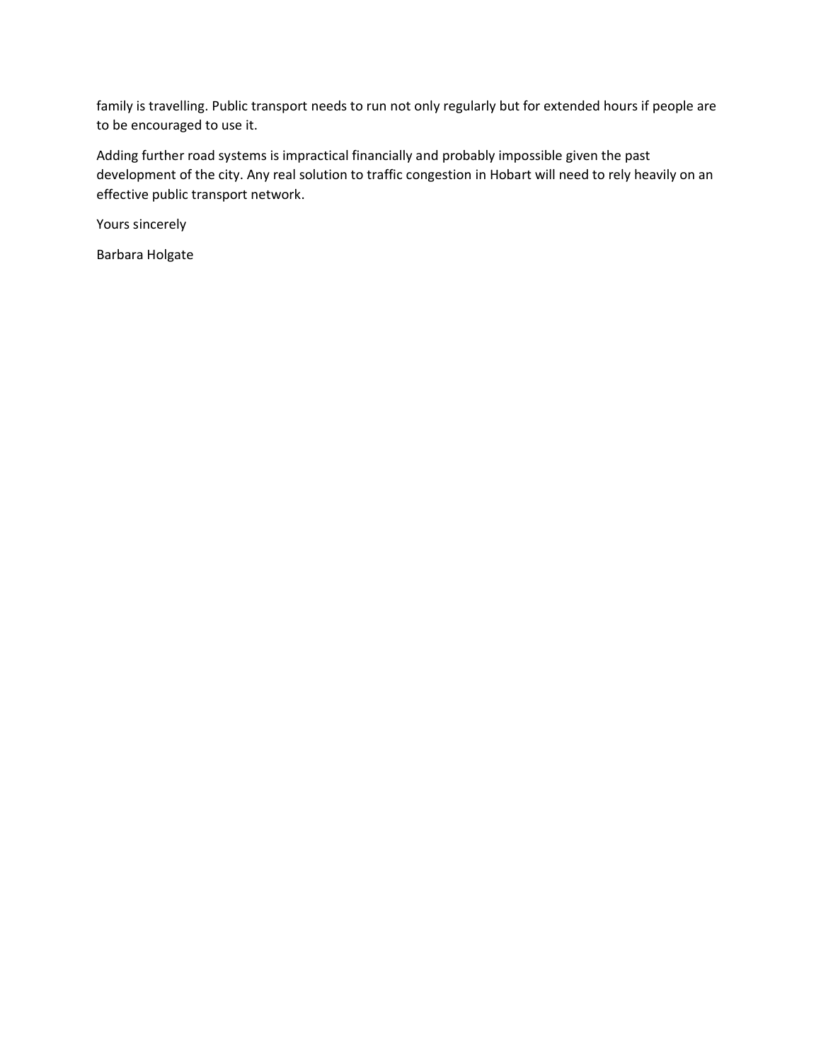family is travelling. Public transport needs to run not only regularly but for extended hours if people are to be encouraged to use it.

Adding further road systems is impractical financially and probably impossible given the past development of the city. Any real solution to traffic congestion in Hobart will need to rely heavily on an effective public transport network.

Yours sincerely

Barbara Holgate